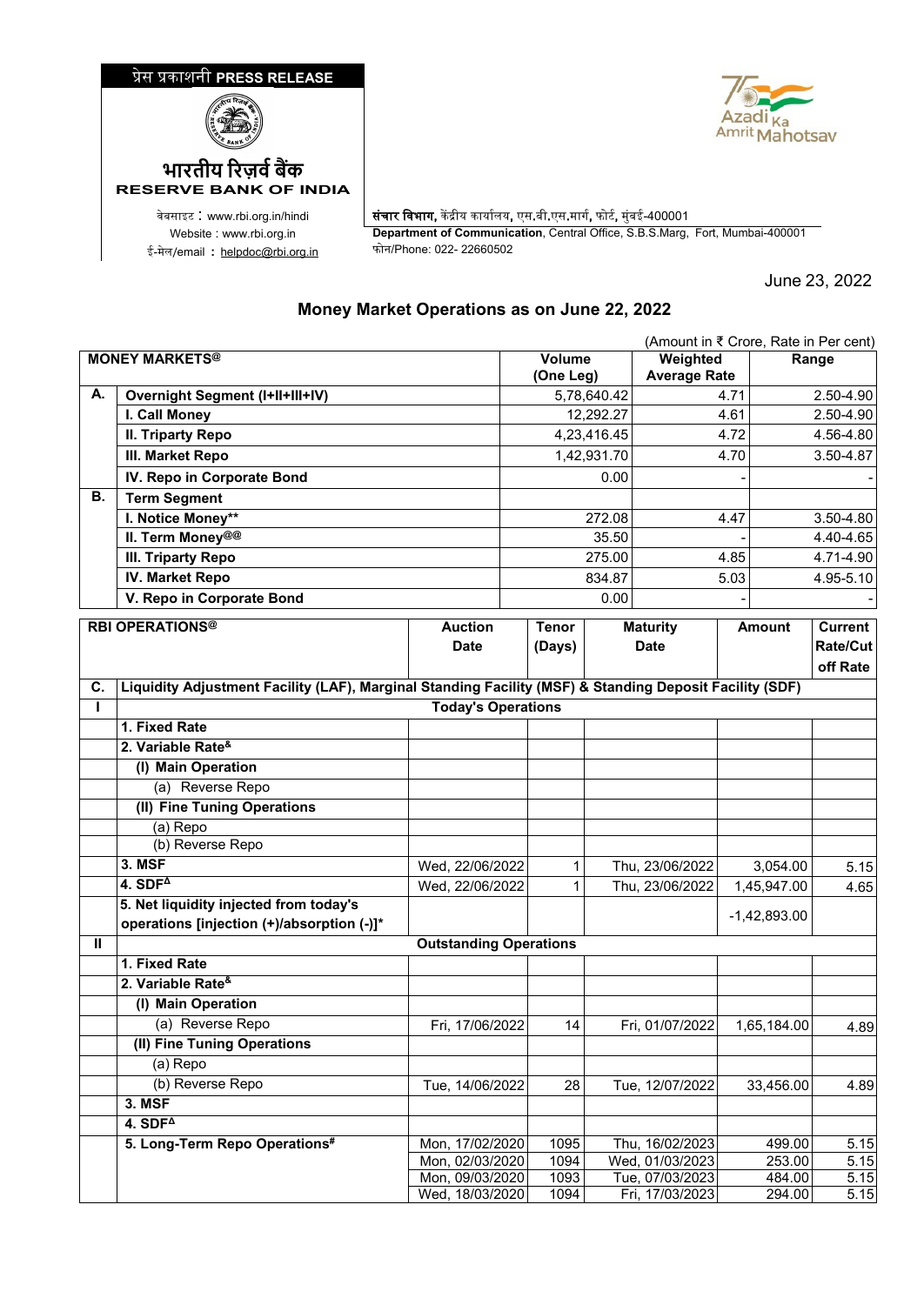प्रेस प्रकाशनी **PRESS RELEASE**

भारतीय रिज़र्व बैंक
**RESERVE BANK OF INDIA**

वेबसाइट : www.rbi.org.in/hindi
Website : www.rbi.org.in
ई-मेल/email : helpdoc@rbi.org.in

**संचार विभाग,** केंद्रीय कार्यालय, एस.बी.एस.मार्ग, फोर्ट, मुंबई-400001
**Department of Communication**, Central Office, S.B.S.Marg, Fort, Mumbai-400001
फोन/Phone: 022- 22660502

June 23, 2022

## Money Market Operations as on June 22, 2022

(Amount in ₹ Crore, Rate in Per cent)

| | MONEY MARKETS@ | Volume (One Leg) | Weighted Average Rate | Range |
|---|---|---|---|---|
| **A.** | **Overnight Segment (I+II+III+IV)** | 5,78,640.42 | 4.71 | 2.50-4.90 |
| | **I. Call Money** | 12,292.27 | 4.61 | 2.50-4.90 |
| | **II. Triparty Repo** | 4,23,416.45 | 4.72 | 4.56-4.80 |
| | **III. Market Repo** | 1,42,931.70 | 4.70 | 3.50-4.87 |
| | **IV. Repo in Corporate Bond** | 0.00 | - | - |
| **B.** | **Term Segment** | | | |
| | **I. Notice Money**** | 272.08 | 4.47 | 3.50-4.80 |
| | **II. Term Money@@** | 35.50 | - | 4.40-4.65 |
| | **III. Triparty Repo** | 275.00 | 4.85 | 4.71-4.90 |
| | **IV. Market Repo** | 834.87 | 5.03 | 4.95-5.10 |
| | **V. Repo in Corporate Bond** | 0.00 | - | - |

| | RBI OPERATIONS@ | Auction Date | Tenor (Days) | Maturity Date | Amount | Current Rate/Cut off Rate |
|---|---|---|---|---|---|---|
| **C.** | **Liquidity Adjustment Facility (LAF), Marginal Standing Facility (MSF) & Standing Deposit Facility (SDF)** | | | | | |
| **I** | **Today's Operations** | | | | | |
| | **1. Fixed Rate** | | | | | |
| | **2. Variable Rate&** | | | | | |
| | **(I) Main Operation** | | | | | |
| | (a) Reverse Repo | | | | | |
| | **(II) Fine Tuning Operations** | | | | | |
| | (a) Repo | | | | | |
| | (b) Reverse Repo | | | | | |
| | **3. MSF** | Wed, 22/06/2022 | 1 | Thu, 23/06/2022 | 3,054.00 | 5.15 |
| | **4. SDF∆** | Wed, 22/06/2022 | 1 | Thu, 23/06/2022 | 1,45,947.00 | 4.65 |
| | **5. Net liquidity injected from today's operations [injection (+)/absorption (-)]*** | | | | -1,42,893.00 | |
| **II** | **Outstanding Operations** | | | | | |
| | **1. Fixed Rate** | | | | | |
| | **2. Variable Rate&** | | | | | |
| | **(I) Main Operation** | | | | | |
| | (a) Reverse Repo | Fri, 17/06/2022 | 14 | Fri, 01/07/2022 | 1,65,184.00 | 4.89 |
| | **(II) Fine Tuning Operations** | | | | | |
| | (a) Repo | | | | | |
| | (b) Reverse Repo | Tue, 14/06/2022 | 28 | Tue, 12/07/2022 | 33,456.00 | 4.89 |
| | **3. MSF** | | | | | |
| | **4. SDF∆** | | | | | |
| | **5. Long-Term Repo Operations#** | Mon, 17/02/2020 | 1095 | Thu, 16/02/2023 | 499.00 | 5.15 |
| | | Mon, 02/03/2020 | 1094 | Wed, 01/03/2023 | 253.00 | 5.15 |
| | | Mon, 09/03/2020 | 1093 | Tue, 07/03/2023 | 484.00 | 5.15 |
| | | Wed, 18/03/2020 | 1094 | Fri, 17/03/2023 | 294.00 | 5.15 |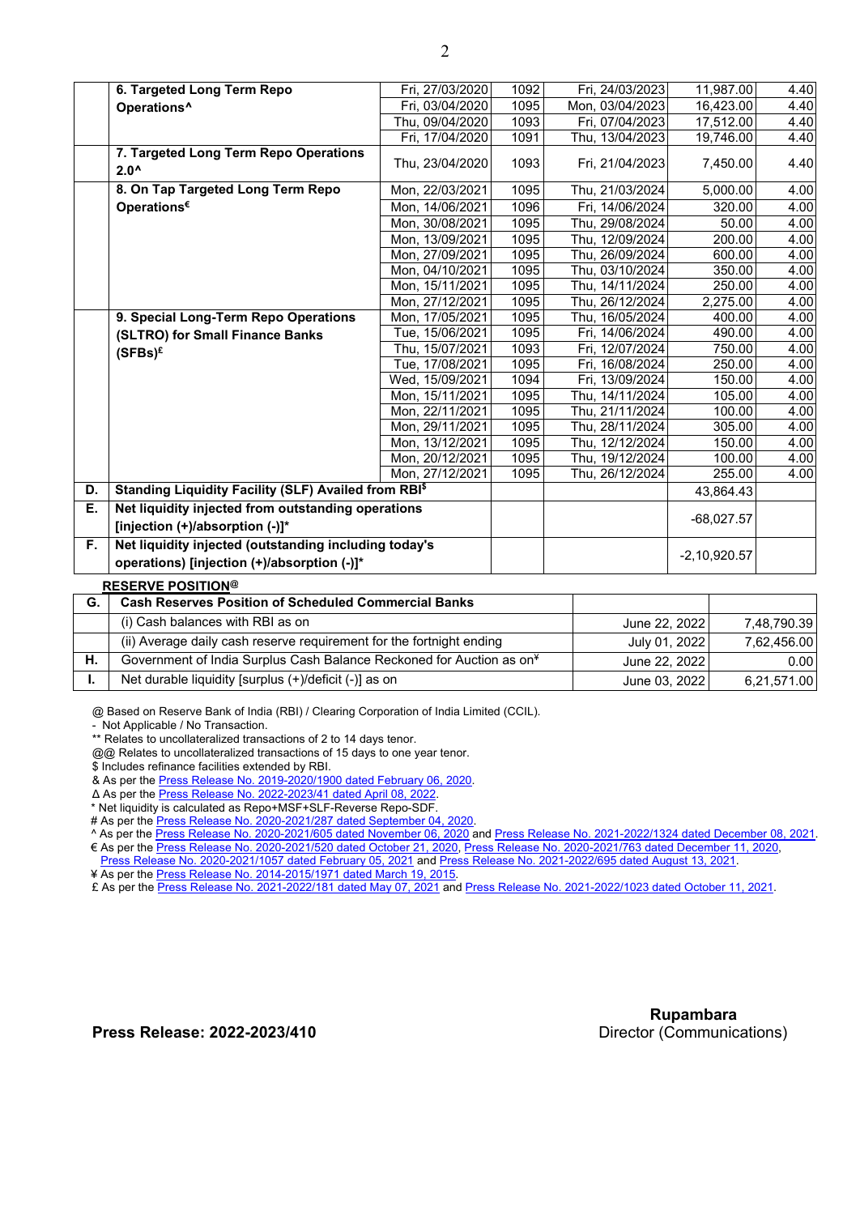| | | | | | | |
|---|---|---|---|---|---|---|
| | **6. Targeted Long Term Repo Operations^** | Fri, 27/03/2020 | 1092 | Fri, 24/03/2023 | 11,987.00 | 4.40 |
| | | Fri, 03/04/2020 | 1095 | Mon, 03/04/2023 | 16,423.00 | 4.40 |
| | | Thu, 09/04/2020 | 1093 | Fri, 07/04/2023 | 17,512.00 | 4.40 |
| | | Fri, 17/04/2020 | 1091 | Thu, 13/04/2023 | 19,746.00 | 4.40 |
| | **7. Targeted Long Term Repo Operations 2.0^** | Thu, 23/04/2020 | 1093 | Fri, 21/04/2023 | 7,450.00 | 4.40 |
| | **8. On Tap Targeted Long Term Repo Operations€** | Mon, 22/03/2021 | 1095 | Thu, 21/03/2024 | 5,000.00 | 4.00 |
| | | Mon, 14/06/2021 | 1096 | Fri, 14/06/2024 | 320.00 | 4.00 |
| | | Mon, 30/08/2021 | 1095 | Thu, 29/08/2024 | 50.00 | 4.00 |
| | | Mon, 13/09/2021 | 1095 | Thu, 12/09/2024 | 200.00 | 4.00 |
| | | Mon, 27/09/2021 | 1095 | Thu, 26/09/2024 | 600.00 | 4.00 |
| | | Mon, 04/10/2021 | 1095 | Thu, 03/10/2024 | 350.00 | 4.00 |
| | | Mon, 15/11/2021 | 1095 | Thu, 14/11/2024 | 250.00 | 4.00 |
| | | Mon, 27/12/2021 | 1095 | Thu, 26/12/2024 | 2,275.00 | 4.00 |
| | **9. Special Long-Term Repo Operations (SLTRO) for Small Finance Banks (SFBs)£** | Mon, 17/05/2021 | 1095 | Thu, 16/05/2024 | 400.00 | 4.00 |
| | | Tue, 15/06/2021 | 1095 | Fri, 14/06/2024 | 490.00 | 4.00 |
| | | Thu, 15/07/2021 | 1093 | Fri, 12/07/2024 | 750.00 | 4.00 |
| | | Tue, 17/08/2021 | 1095 | Fri, 16/08/2024 | 250.00 | 4.00 |
| | | Wed, 15/09/2021 | 1094 | Fri, 13/09/2024 | 150.00 | 4.00 |
| | | Mon, 15/11/2021 | 1095 | Thu, 14/11/2024 | 105.00 | 4.00 |
| | | Mon, 22/11/2021 | 1095 | Thu, 21/11/2024 | 100.00 | 4.00 |
| | | Mon, 29/11/2021 | 1095 | Thu, 28/11/2024 | 305.00 | 4.00 |
| | | Mon, 13/12/2021 | 1095 | Thu, 12/12/2024 | 150.00 | 4.00 |
| | | Mon, 20/12/2021 | 1095 | Thu, 19/12/2024 | 100.00 | 4.00 |
| | | Mon, 27/12/2021 | 1095 | Thu, 26/12/2024 | 255.00 | 4.00 |
| **D.** | **Standing Liquidity Facility (SLF) Availed from RBI$** | | | | 43,864.43 | |
| **E.** | **Net liquidity injected from outstanding operations [injection (+)/absorption (-)]*** | | | | -68,027.57 | |
| **F.** | **Net liquidity injected (outstanding including today's operations) [injection (+)/absorption (-)]*** | | | | -2,10,920.57 | |

**RESERVE POSITION@**

| | | | |
|---|---|---|---|
| **G.** | **Cash Reserves Position of Scheduled Commercial Banks** | | |
| | (i) Cash balances with RBI as on | June 22, 2022 | 7,48,790.39 |
| | (ii) Average daily cash reserve requirement for the fortnight ending | July 01, 2022 | 7,62,456.00 |
| **H.** | Government of India Surplus Cash Balance Reckoned for Auction as on¥ | June 22, 2022 | 0.00 |
| **I.** | Net durable liquidity [surplus (+)/deficit (-)] as on | June 03, 2022 | 6,21,571.00 |

@ Based on Reserve Bank of India (RBI) / Clearing Corporation of India Limited (CCIL).

\- Not Applicable / No Transaction.

** Relates to uncollateralized transactions of 2 to 14 days tenor.

@@ Relates to uncollateralized transactions of 15 days to one year tenor.

$ Includes refinance facilities extended by RBI.

& As per the Press Release No. 2019-2020/1900 dated February 06, 2020.

Δ As per the Press Release No. 2022-2023/41 dated April 08, 2022.

* Net liquidity is calculated as Repo+MSF+SLF-Reverse Repo-SDF.

# As per the Press Release No. 2020-2021/287 dated September 04, 2020.

^ As per the Press Release No. 2020-2021/605 dated November 06, 2020 and Press Release No. 2021-2022/1324 dated December 08, 2021.

€ As per the Press Release No. 2020-2021/520 dated October 21, 2020, Press Release No. 2020-2021/763 dated December 11, 2020, Press Release No. 2020-2021/1057 dated February 05, 2021 and Press Release No. 2021-2022/695 dated August 13, 2021.

¥ As per the Press Release No. 2014-2015/1971 dated March 19, 2015.

£ As per the Press Release No. 2021-2022/181 dated May 07, 2021 and Press Release No. 2021-2022/1023 dated October 11, 2021.

**Press Release: 2022-2023/410**

**Rupambara**
Director (Communications)